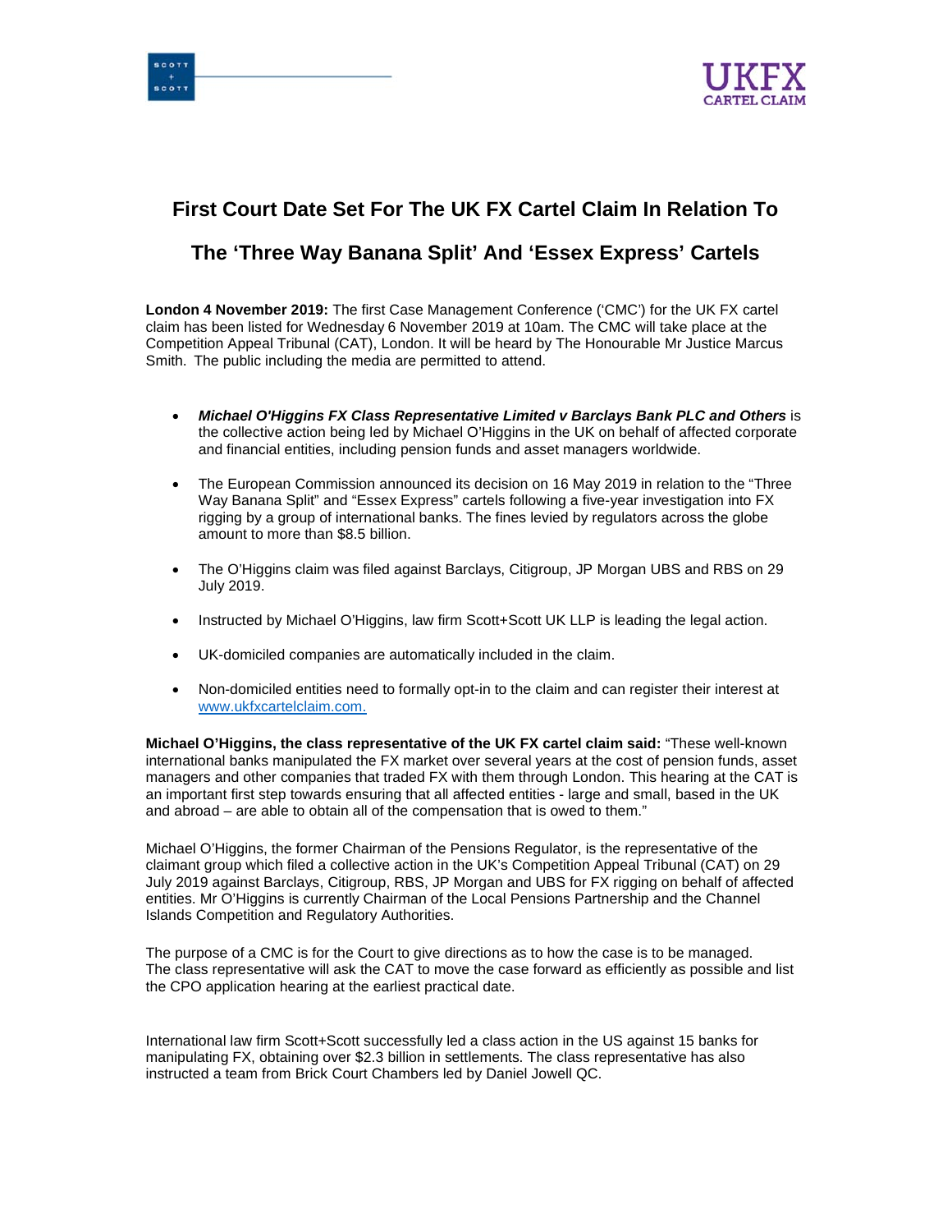# First Court Date Set For The UK FX Cartel Claim In Relation To The 'Three Way Banana Split' And 'Essex Express' Cartels

**London 4 November 2019:** The first Case Management Conference ('CMC') for the UK FX cartel claim has been listed for Wednesday 6 November 2019 at 10am. The CMC will take place at the Competition Appeal Tribunal (CAT), London. It will be heard by The Honourable Mr Justice Marcus Smith. The public including the media are permitted to attend.

- ***Michael O'Higgins FX Class Representative Limited v Barclays Bank PLC and Others*** is the collective action being led by Michael O'Higgins in the UK on behalf of affected corporate and financial entities, including pension funds and asset managers worldwide.
- The European Commission announced its decision on 16 May 2019 in relation to the "Three Way Banana Split" and "Essex Express" cartels following a five-year investigation into FX rigging by a group of international banks. The fines levied by regulators across the globe amount to more than $8.5 billion.
- The O'Higgins claim was filed against Barclays, Citigroup, JP Morgan UBS and RBS on 29 July 2019.
- Instructed by Michael O'Higgins, law firm Scott+Scott UK LLP is leading the legal action.
- UK-domiciled companies are automatically included in the claim.
- Non-domiciled entities need to formally opt-in to the claim and can register their interest at [www.ukfxcartelclaim.com.](www.ukfxcartelclaim.com)

**Michael O'Higgins, the class representative of the UK FX cartel claim said:** "These well-known international banks manipulated the FX market over several years at the cost of pension funds, asset managers and other companies that traded FX with them through London. This hearing at the CAT is an important first step towards ensuring that all affected entities - large and small, based in the UK and abroad – are able to obtain all of the compensation that is owed to them."

Michael O'Higgins, the former Chairman of the Pensions Regulator, is the representative of the claimant group which filed a collective action in the UK's Competition Appeal Tribunal (CAT) on 29 July 2019 against Barclays, Citigroup, RBS, JP Morgan and UBS for FX rigging on behalf of affected entities. Mr O'Higgins is currently Chairman of the Local Pensions Partnership and the Channel Islands Competition and Regulatory Authorities.

The purpose of a CMC is for the Court to give directions as to how the case is to be managed. The class representative will ask the CAT to move the case forward as efficiently as possible and list the CPO application hearing at the earliest practical date.

International law firm Scott+Scott successfully led a class action in the US against 15 banks for manipulating FX, obtaining over $2.3 billion in settlements. The class representative has also instructed a team from Brick Court Chambers led by Daniel Jowell QC.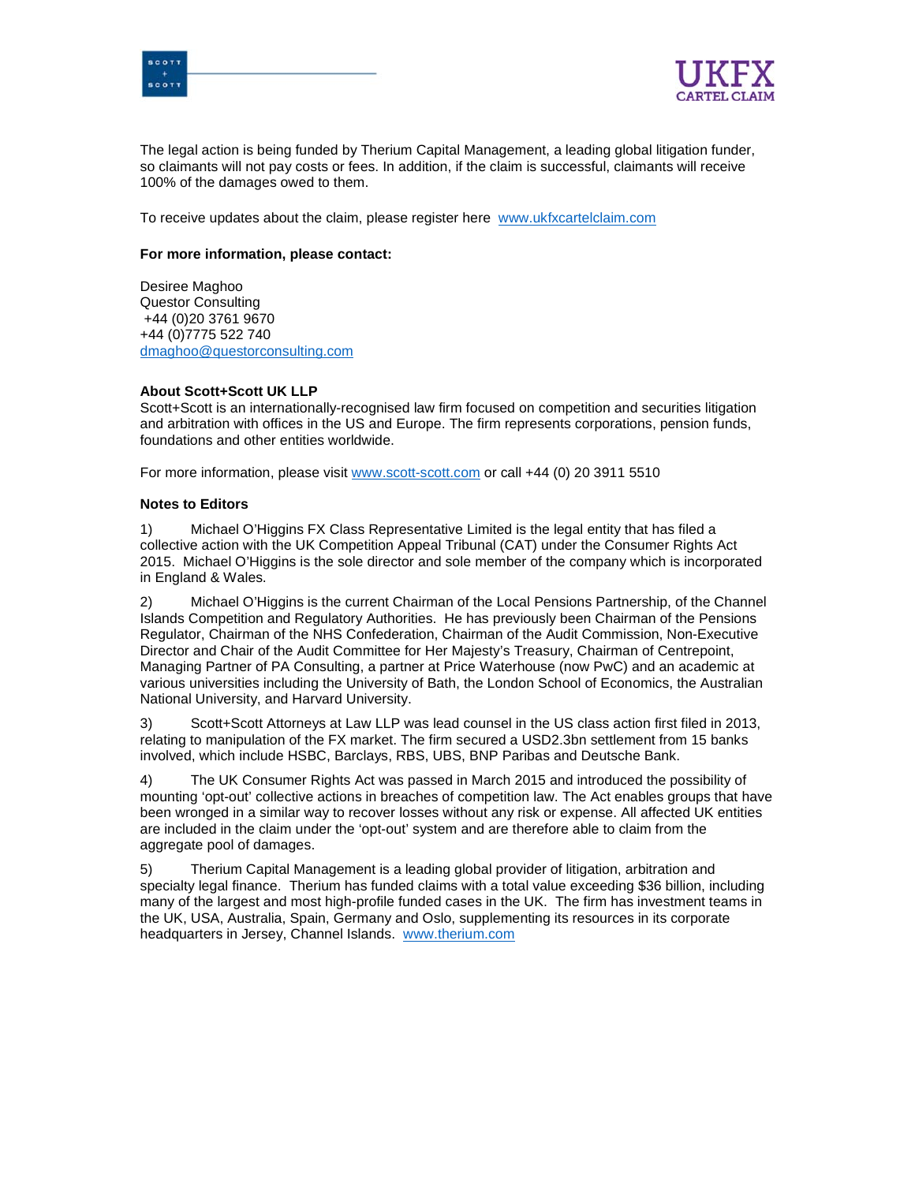The legal action is being funded by Therium Capital Management, a leading global litigation funder, so claimants will not pay costs or fees. In addition, if the claim is successful, claimants will receive 100% of the damages owed to them.

To receive updates about the claim, please register here [www.ukfxcartelclaim.com](http://www.ukfxcartelclaim.com)

**For more information, please contact:**

Desiree Maghoo  
Questor Consulting  
+44 (0)20 3761 9670  
+44 (0)7775 522 740  
dmaghoo@questorconsulting.com

**About Scott+Scott UK LLP**

Scott+Scott is an internationally-recognised law firm focused on competition and securities litigation and arbitration with offices in the US and Europe. The firm represents corporations, pension funds, foundations and other entities worldwide.

For more information, please visit [www.scott-scott.com](http://www.scott-scott.com) or call +44 (0) 20 3911 5510

**Notes to Editors**

1) Michael O'Higgins FX Class Representative Limited is the legal entity that has filed a collective action with the UK Competition Appeal Tribunal (CAT) under the Consumer Rights Act 2015. Michael O'Higgins is the sole director and sole member of the company which is incorporated in England & Wales.

2) Michael O'Higgins is the current Chairman of the Local Pensions Partnership, of the Channel Islands Competition and Regulatory Authorities. He has previously been Chairman of the Pensions Regulator, Chairman of the NHS Confederation, Chairman of the Audit Commission, Non-Executive Director and Chair of the Audit Committee for Her Majesty's Treasury, Chairman of Centrepoint, Managing Partner of PA Consulting, a partner at Price Waterhouse (now PwC) and an academic at various universities including the University of Bath, the London School of Economics, the Australian National University, and Harvard University.

3) Scott+Scott Attorneys at Law LLP was lead counsel in the US class action first filed in 2013, relating to manipulation of the FX market. The firm secured a USD2.3bn settlement from 15 banks involved, which include HSBC, Barclays, RBS, UBS, BNP Paribas and Deutsche Bank.

4) The UK Consumer Rights Act was passed in March 2015 and introduced the possibility of mounting 'opt-out' collective actions in breaches of competition law. The Act enables groups that have been wronged in a similar way to recover losses without any risk or expense. All affected UK entities are included in the claim under the 'opt-out' system and are therefore able to claim from the aggregate pool of damages.

5) Therium Capital Management is a leading global provider of litigation, arbitration and specialty legal finance. Therium has funded claims with a total value exceeding $36 billion, including many of the largest and most high-profile funded cases in the UK. The firm has investment teams in the UK, USA, Australia, Spain, Germany and Oslo, supplementing its resources in its corporate headquarters in Jersey, Channel Islands. [www.therium.com](http://www.therium.com)